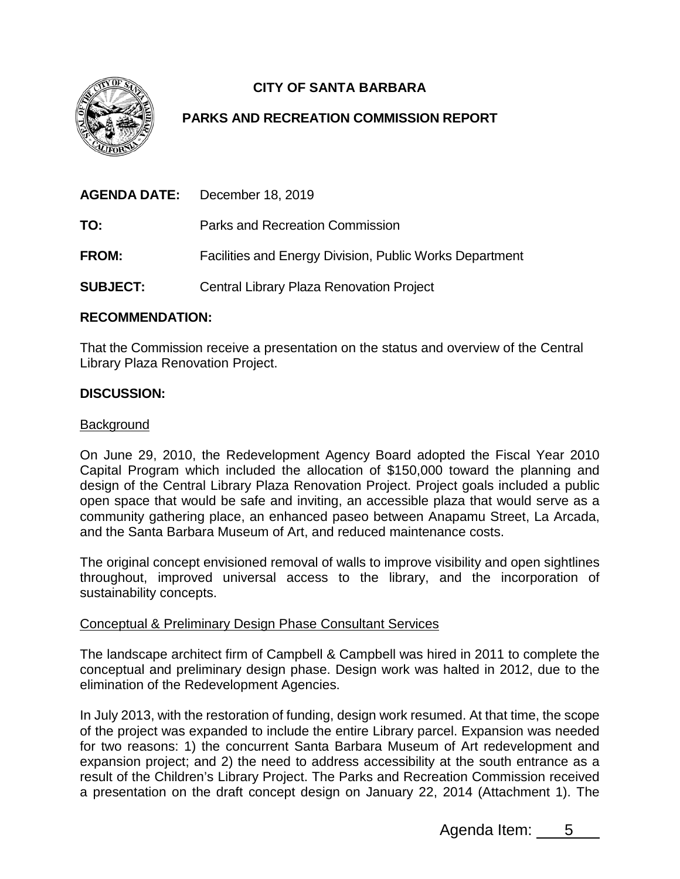# CITY OF SANTA BARBARA

## PARKS AND RECREATION COMMISSION REPORT

**AGENDA DATE:** December 18, 2019

**TO:** Parks and Recreation Commission

**FROM:** Facilities and Energy Division, Public Works Department

**SUBJECT:** Central Library Plaza Renovation Project

**RECOMMENDATION:**

That the Commission receive a presentation on the status and overview of the Central Library Plaza Renovation Project.

**DISCUSSION:**

Background

On June 29, 2010, the Redevelopment Agency Board adopted the Fiscal Year 2010 Capital Program which included the allocation of $150,000 toward the planning and design of the Central Library Plaza Renovation Project. Project goals included a public open space that would be safe and inviting, an accessible plaza that would serve as a community gathering place, an enhanced paseo between Anapamu Street, La Arcada, and the Santa Barbara Museum of Art, and reduced maintenance costs.

The original concept envisioned removal of walls to improve visibility and open sightlines throughout, improved universal access to the library, and the incorporation of sustainability concepts.

Conceptual & Preliminary Design Phase Consultant Services

The landscape architect firm of Campbell & Campbell was hired in 2011 to complete the conceptual and preliminary design phase. Design work was halted in 2012, due to the elimination of the Redevelopment Agencies.

In July 2013, with the restoration of funding, design work resumed. At that time, the scope of the project was expanded to include the entire Library parcel. Expansion was needed for two reasons: 1) the concurrent Santa Barbara Museum of Art redevelopment and expansion project; and 2) the need to address accessibility at the south entrance as a result of the Children's Library Project. The Parks and Recreation Commission received a presentation on the draft concept design on January 22, 2014 (Attachment 1). The

Agenda Item: 5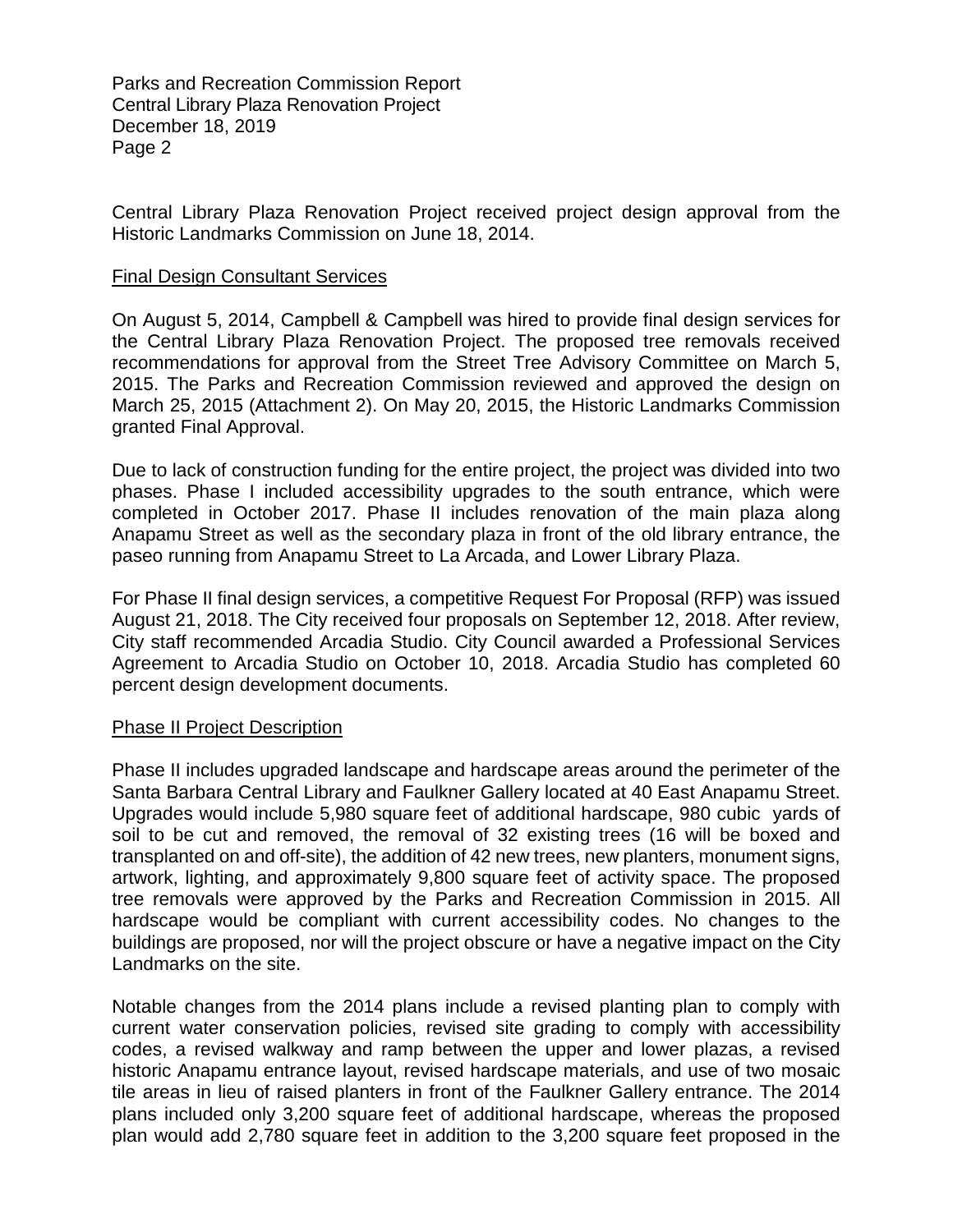Central Library Plaza Renovation Project received project design approval from the Historic Landmarks Commission on June 18, 2014.

Final Design Consultant Services

On August 5, 2014, Campbell & Campbell was hired to provide final design services for the Central Library Plaza Renovation Project. The proposed tree removals received recommendations for approval from the Street Tree Advisory Committee on March 5, 2015. The Parks and Recreation Commission reviewed and approved the design on March 25, 2015 (Attachment 2). On May 20, 2015, the Historic Landmarks Commission granted Final Approval.

Due to lack of construction funding for the entire project, the project was divided into two phases. Phase I included accessibility upgrades to the south entrance, which were completed in October 2017. Phase II includes renovation of the main plaza along Anapamu Street as well as the secondary plaza in front of the old library entrance, the paseo running from Anapamu Street to La Arcada, and Lower Library Plaza.

For Phase II final design services, a competitive Request For Proposal (RFP) was issued August 21, 2018. The City received four proposals on September 12, 2018. After review, City staff recommended Arcadia Studio. City Council awarded a Professional Services Agreement to Arcadia Studio on October 10, 2018. Arcadia Studio has completed 60 percent design development documents.

Phase II Project Description

Phase II includes upgraded landscape and hardscape areas around the perimeter of the Santa Barbara Central Library and Faulkner Gallery located at 40 East Anapamu Street. Upgrades would include 5,980 square feet of additional hardscape, 980 cubic yards of soil to be cut and removed, the removal of 32 existing trees (16 will be boxed and transplanted on and off-site), the addition of 42 new trees, new planters, monument signs, artwork, lighting, and approximately 9,800 square feet of activity space. The proposed tree removals were approved by the Parks and Recreation Commission in 2015. All hardscape would be compliant with current accessibility codes. No changes to the buildings are proposed, nor will the project obscure or have a negative impact on the City Landmarks on the site.

Notable changes from the 2014 plans include a revised planting plan to comply with current water conservation policies, revised site grading to comply with accessibility codes, a revised walkway and ramp between the upper and lower plazas, a revised historic Anapamu entrance layout, revised hardscape materials, and use of two mosaic tile areas in lieu of raised planters in front of the Faulkner Gallery entrance. The 2014 plans included only 3,200 square feet of additional hardscape, whereas the proposed plan would add 2,780 square feet in addition to the 3,200 square feet proposed in the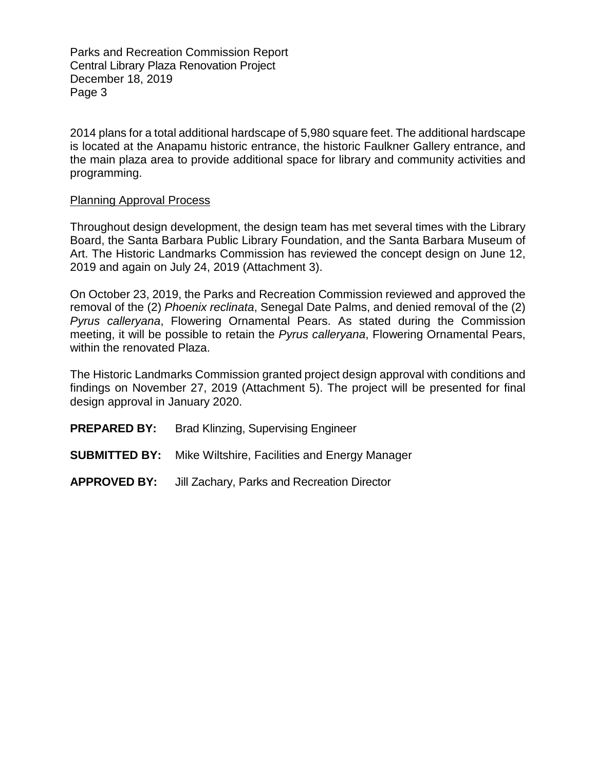2014 plans for a total additional hardscape of 5,980 square feet. The additional hardscape is located at the Anapamu historic entrance, the historic Faulkner Gallery entrance, and the main plaza area to provide additional space for library and community activities and programming.

## Planning Approval Process

Throughout design development, the design team has met several times with the Library Board, the Santa Barbara Public Library Foundation, and the Santa Barbara Museum of Art. The Historic Landmarks Commission has reviewed the concept design on June 12, 2019 and again on July 24, 2019 (Attachment 3).

On October 23, 2019, the Parks and Recreation Commission reviewed and approved the removal of the (2) *Phoenix reclinata*, Senegal Date Palms, and denied removal of the (2) *Pyrus calleryana*, Flowering Ornamental Pears. As stated during the Commission meeting, it will be possible to retain the *Pyrus calleryana*, Flowering Ornamental Pears, within the renovated Plaza.

The Historic Landmarks Commission granted project design approval with conditions and findings on November 27, 2019 (Attachment 5). The project will be presented for final design approval in January 2020.

**PREPARED BY:** Brad Klinzing, Supervising Engineer

**SUBMITTED BY:** Mike Wiltshire, Facilities and Energy Manager

**APPROVED BY:** Jill Zachary, Parks and Recreation Director